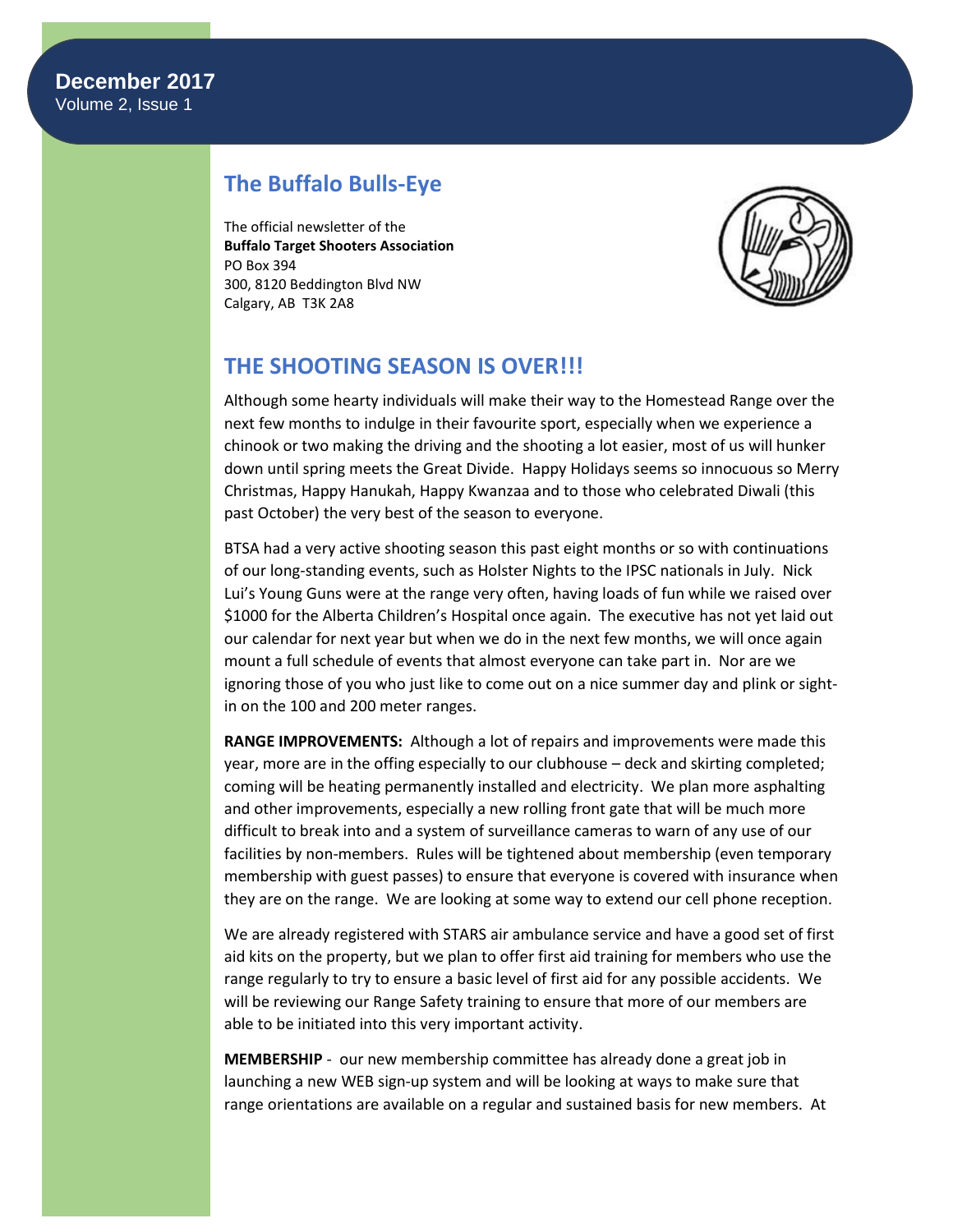**December 2017**
Volume 2, Issue 1

## The Buffalo Bulls-Eye

The official newsletter of the
**Buffalo Target Shooters Association**
PO Box 394
300, 8120 Beddington Blvd NW
Calgary, AB T3K 2A8

## THE SHOOTING SEASON IS OVER!!!

Although some hearty individuals will make their way to the Homestead Range over the next few months to indulge in their favourite sport, especially when we experience a chinook or two making the driving and the shooting a lot easier, most of us will hunker down until spring meets the Great Divide. Happy Holidays seems so innocuous so Merry Christmas, Happy Hanukah, Happy Kwanzaa and to those who celebrated Diwali (this past October) the very best of the season to everyone.

BTSA had a very active shooting season this past eight months or so with continuations of our long-standing events, such as Holster Nights to the IPSC nationals in July. Nick Lui's Young Guns were at the range very often, having loads of fun while we raised over $1000 for the Alberta Children's Hospital once again. The executive has not yet laid out our calendar for next year but when we do in the next few months, we will once again mount a full schedule of events that almost everyone can take part in. Nor are we ignoring those of you who just like to come out on a nice summer day and plink or sight-in on the 100 and 200 meter ranges.

**RANGE IMPROVEMENTS:** Although a lot of repairs and improvements were made this year, more are in the offing especially to our clubhouse – deck and skirting completed; coming will be heating permanently installed and electricity. We plan more asphalting and other improvements, especially a new rolling front gate that will be much more difficult to break into and a system of surveillance cameras to warn of any use of our facilities by non-members. Rules will be tightened about membership (even temporary membership with guest passes) to ensure that everyone is covered with insurance when they are on the range. We are looking at some way to extend our cell phone reception.

We are already registered with STARS air ambulance service and have a good set of first aid kits on the property, but we plan to offer first aid training for members who use the range regularly to try to ensure a basic level of first aid for any possible accidents. We will be reviewing our Range Safety training to ensure that more of our members are able to be initiated into this very important activity.

**MEMBERSHIP** - our new membership committee has already done a great job in launching a new WEB sign-up system and will be looking at ways to make sure that range orientations are available on a regular and sustained basis for new members. At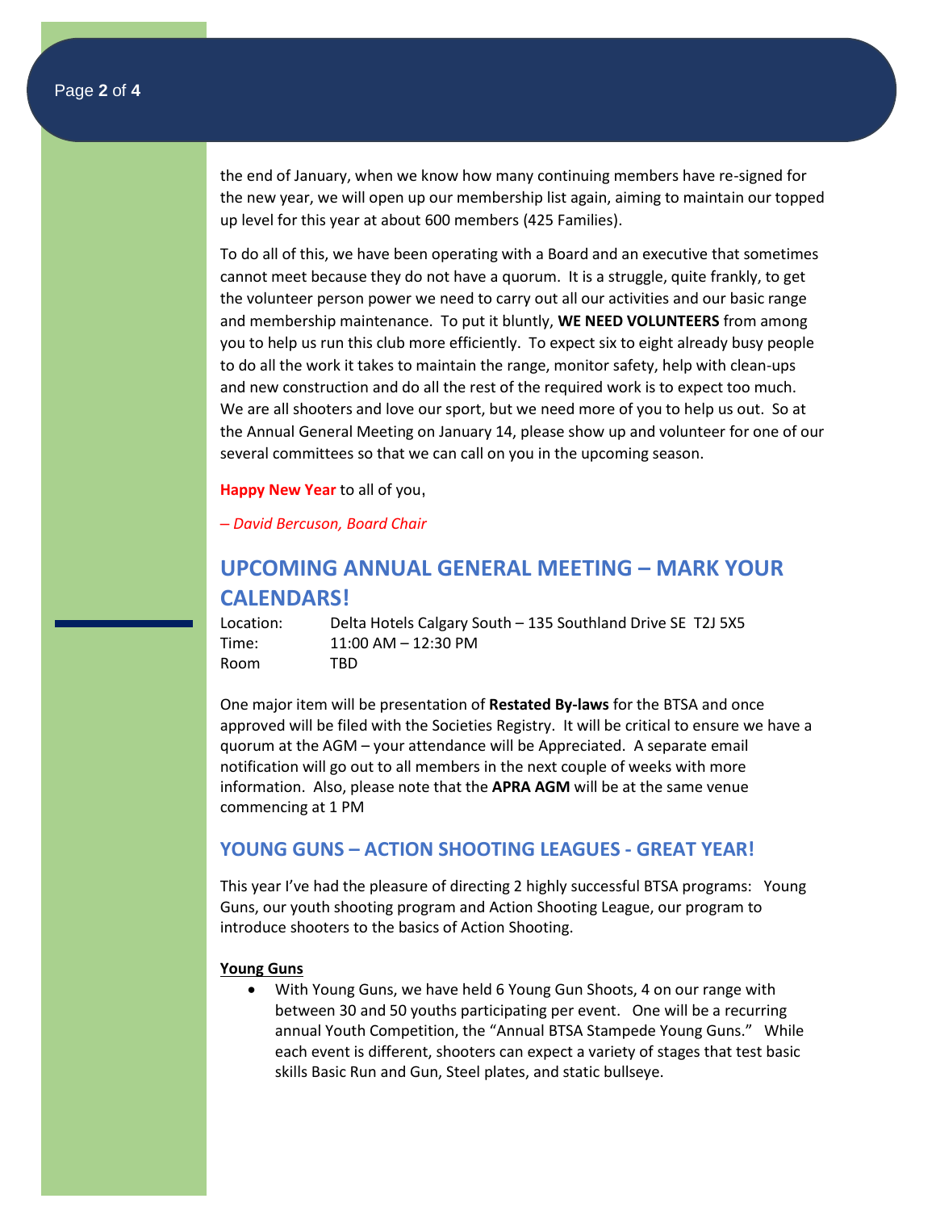the end of January, when we know how many continuing members have re-signed for the new year, we will open up our membership list again, aiming to maintain our topped up level for this year at about 600 members (425 Families).

To do all of this, we have been operating with a Board and an executive that sometimes cannot meet because they do not have a quorum. It is a struggle, quite frankly, to get the volunteer person power we need to carry out all our activities and our basic range and membership maintenance. To put it bluntly, **WE NEED VOLUNTEERS** from among you to help us run this club more efficiently. To expect six to eight already busy people to do all the work it takes to maintain the range, monitor safety, help with clean-ups and new construction and do all the rest of the required work is to expect too much. We are all shooters and love our sport, but we need more of you to help us out. So at the Annual General Meeting on January 14, please show up and volunteer for one of our several committees so that we can call on you in the upcoming season.

**Happy New Year** to all of you,

*– David Bercuson, Board Chair*

## UPCOMING ANNUAL GENERAL MEETING – MARK YOUR CALENDARS!

| | |
|---|---|
| Location: | Delta Hotels Calgary South – 135 Southland Drive SE T2J 5X5 |
| Time: | 11:00 AM – 12:30 PM |
| Room | TBD |

One major item will be presentation of **Restated By-laws** for the BTSA and once approved will be filed with the Societies Registry. It will be critical to ensure we have a quorum at the AGM – your attendance will be Appreciated. A separate email notification will go out to all members in the next couple of weeks with more information. Also, please note that the **APRA AGM** will be at the same venue commencing at 1 PM

### YOUNG GUNS – ACTION SHOOTING LEAGUES - GREAT YEAR!

This year I've had the pleasure of directing 2 highly successful BTSA programs: Young Guns, our youth shooting program and Action Shooting League, our program to introduce shooters to the basics of Action Shooting.

**Young Guns**

- With Young Guns, we have held 6 Young Gun Shoots, 4 on our range with between 30 and 50 youths participating per event. One will be a recurring annual Youth Competition, the "Annual BTSA Stampede Young Guns." While each event is different, shooters can expect a variety of stages that test basic skills Basic Run and Gun, Steel plates, and static bullseye.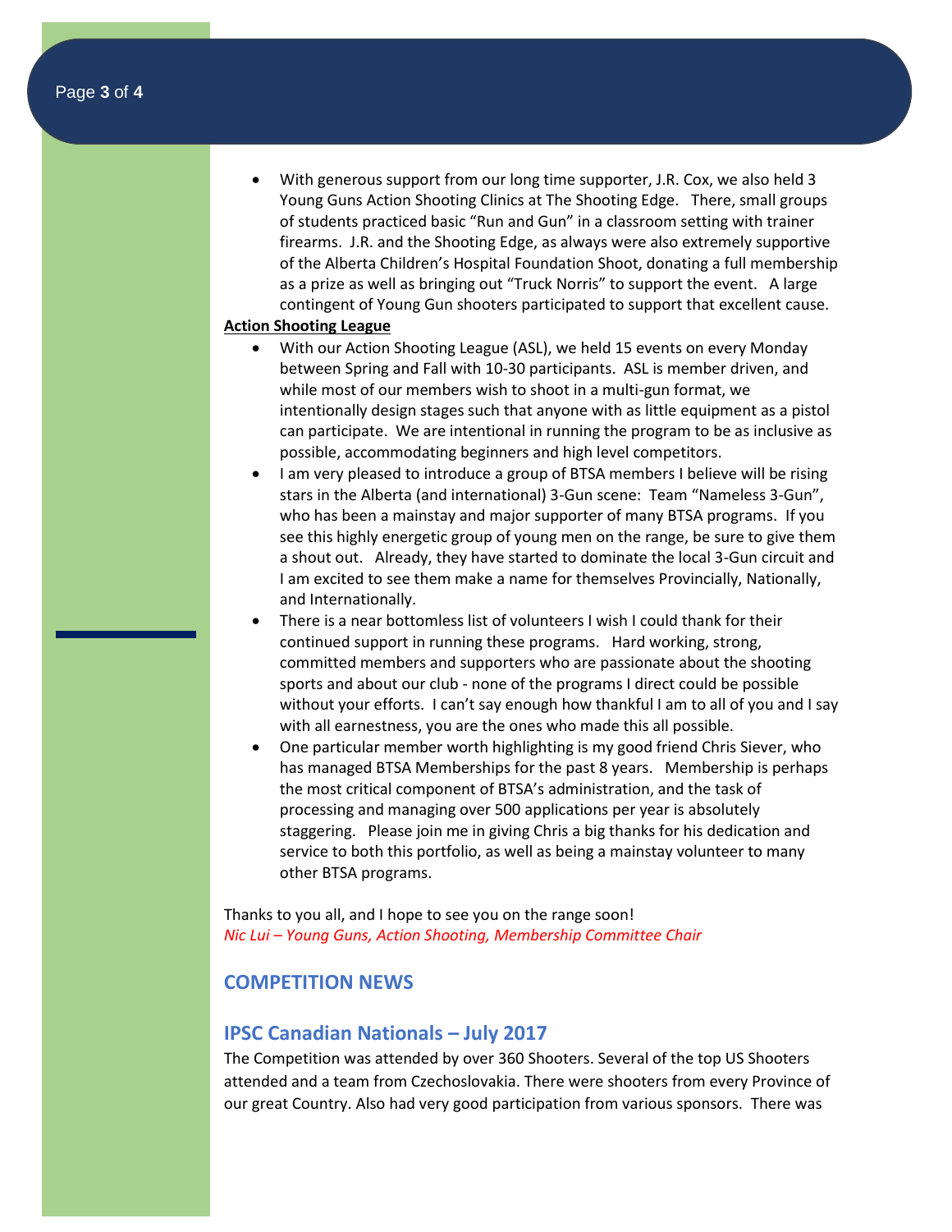- With generous support from our long time supporter, J.R. Cox, we also held 3 Young Guns Action Shooting Clinics at The Shooting Edge. There, small groups of students practiced basic "Run and Gun" in a classroom setting with trainer firearms. J.R. and the Shooting Edge, as always were also extremely supportive of the Alberta Children's Hospital Foundation Shoot, donating a full membership as a prize as well as bringing out "Truck Norris" to support the event. A large contingent of Young Gun shooters participated to support that excellent cause.

**Action Shooting League**

- With our Action Shooting League (ASL), we held 15 events on every Monday between Spring and Fall with 10-30 participants. ASL is member driven, and while most of our members wish to shoot in a multi-gun format, we intentionally design stages such that anyone with as little equipment as a pistol can participate. We are intentional in running the program to be as inclusive as possible, accommodating beginners and high level competitors.
- I am very pleased to introduce a group of BTSA members I believe will be rising stars in the Alberta (and international) 3-Gun scene: Team "Nameless 3-Gun", who has been a mainstay and major supporter of many BTSA programs. If you see this highly energetic group of young men on the range, be sure to give them a shout out. Already, they have started to dominate the local 3-Gun circuit and I am excited to see them make a name for themselves Provincially, Nationally, and Internationally.
- There is a near bottomless list of volunteers I wish I could thank for their continued support in running these programs. Hard working, strong, committed members and supporters who are passionate about the shooting sports and about our club - none of the programs I direct could be possible without your efforts. I can't say enough how thankful I am to all of you and I say with all earnestness, you are the ones who made this all possible.
- One particular member worth highlighting is my good friend Chris Siever, who has managed BTSA Memberships for the past 8 years. Membership is perhaps the most critical component of BTSA's administration, and the task of processing and managing over 500 applications per year is absolutely staggering. Please join me in giving Chris a big thanks for his dedication and service to both this portfolio, as well as being a mainstay volunteer to many other BTSA programs.

Thanks to you all, and I hope to see you on the range soon!
*Nic Lui – Young Guns, Action Shooting, Membership Committee Chair*

## COMPETITION NEWS

### IPSC Canadian Nationals – July 2017

The Competition was attended by over 360 Shooters. Several of the top US Shooters attended and a team from Czechoslovakia. There were shooters from every Province of our great Country. Also had very good participation from various sponsors. There was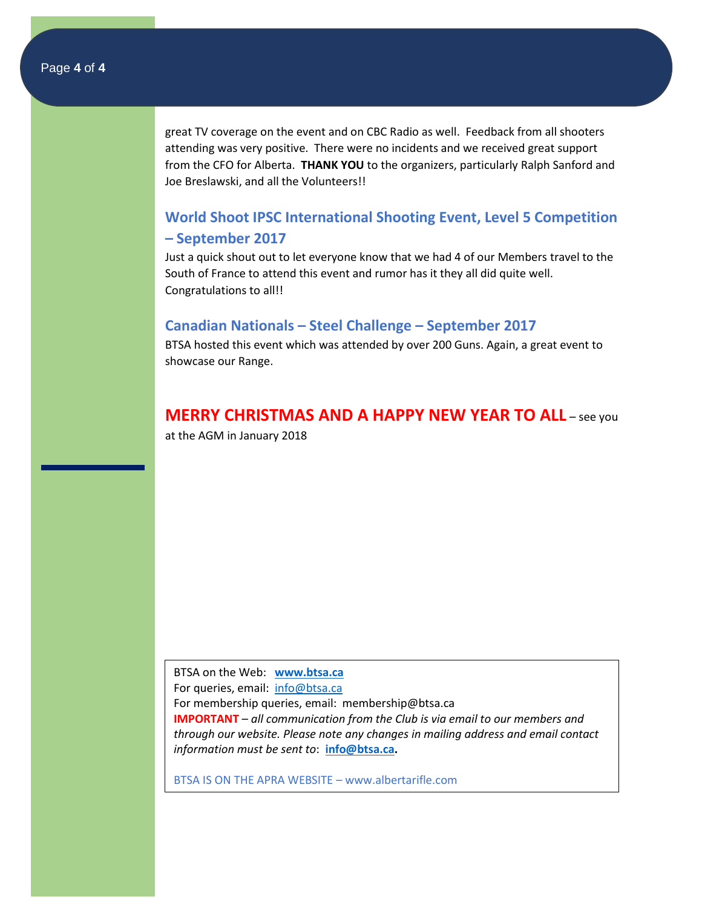great TV coverage on the event and on CBC Radio as well. Feedback from all shooters attending was very positive. There were no incidents and we received great support from the CFO for Alberta. **THANK YOU** to the organizers, particularly Ralph Sanford and Joe Breslawski, and all the Volunteers!!

## World Shoot IPSC International Shooting Event, Level 5 Competition – September 2017

Just a quick shout out to let everyone know that we had 4 of our Members travel to the South of France to attend this event and rumor has it they all did quite well. Congratulations to all!!

## Canadian Nationals – Steel Challenge – September 2017

BTSA hosted this event which was attended by over 200 Guns. Again, a great event to showcase our Range.

**MERRY CHRISTMAS AND A HAPPY NEW YEAR TO ALL** – see you at the AGM in January 2018

BTSA on the Web: **www.btsa.ca**
For queries, email: info@btsa.ca
For membership queries, email: membership@btsa.ca
**IMPORTANT** – *all communication from the Club is via email to our members and through our website. Please note any changes in mailing address and email contact information must be sent to*: **info@btsa.ca.**

BTSA IS ON THE APRA WEBSITE – www.albertarifle.com